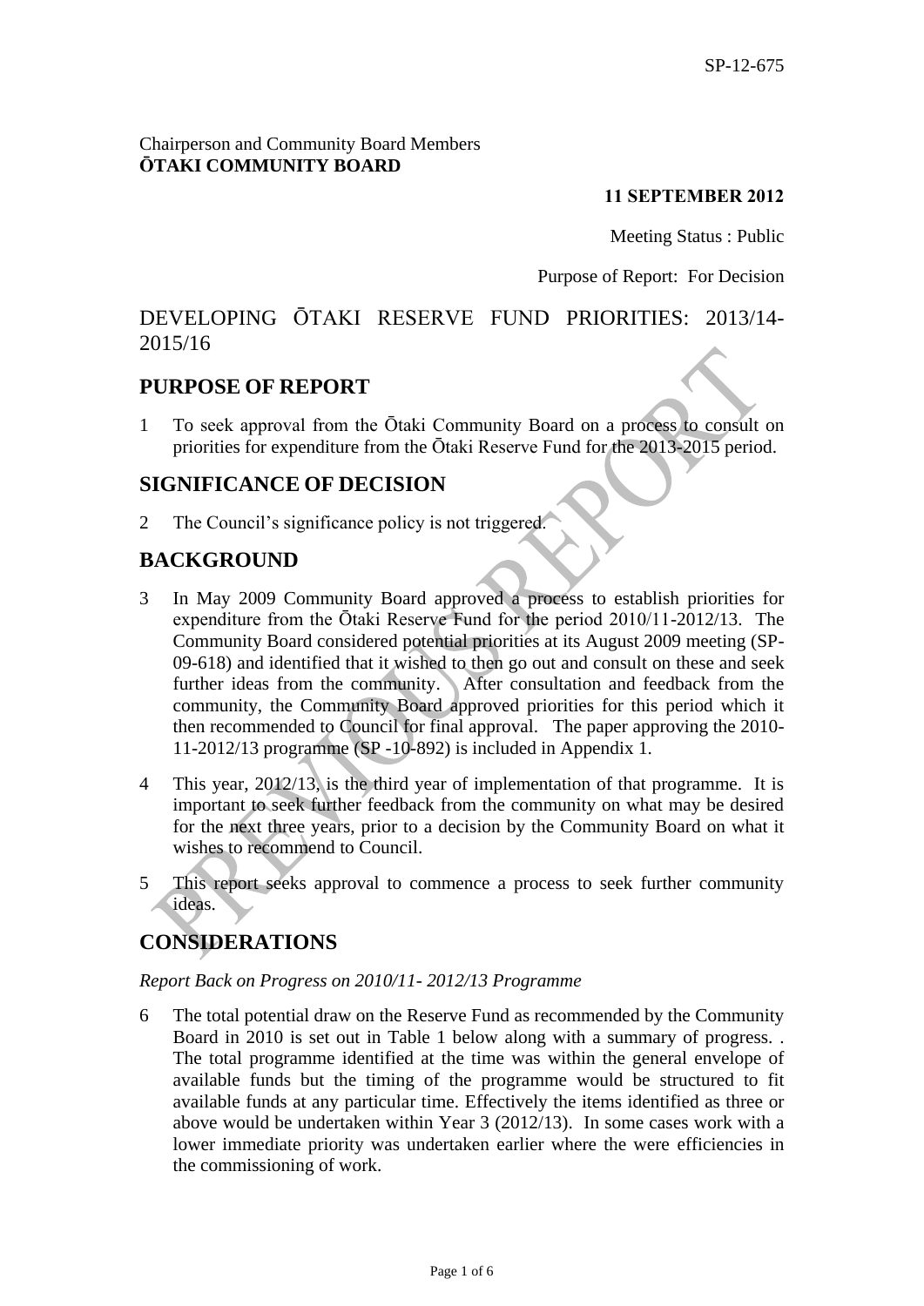SP-12-675

Chairperson and Community Board Members
**ŌTAKI COMMUNITY BOARD**

**11 SEPTEMBER 2012**

Meeting Status : Public

Purpose of Report: For Decision

# DEVELOPING ŌTAKI RESERVE FUND PRIORITIES: 2013/14-2015/16

## PURPOSE OF REPORT

1 To seek approval from the Ōtaki Community Board on a process to consult on priorities for expenditure from the Ōtaki Reserve Fund for the 2013-2015 period.

## SIGNIFICANCE OF DECISION

2 The Council's significance policy is not triggered.

## BACKGROUND

3 In May 2009 Community Board approved a process to establish priorities for expenditure from the Ōtaki Reserve Fund for the period 2010/11-2012/13. The Community Board considered potential priorities at its August 2009 meeting (SP-09-618) and identified that it wished to then go out and consult on these and seek further ideas from the community. After consultation and feedback from the community, the Community Board approved priorities for this period which it then recommended to Council for final approval. The paper approving the 2010-11-2012/13 programme (SP -10-892) is included in Appendix 1.

4 This year, 2012/13, is the third year of implementation of that programme. It is important to seek further feedback from the community on what may be desired for the next three years, prior to a decision by the Community Board on what it wishes to recommend to Council.

5 This report seeks approval to commence a process to seek further community ideas.

## CONSIDERATIONS

*Report Back on Progress on 2010/11- 2012/13 Programme*

6 The total potential draw on the Reserve Fund as recommended by the Community Board in 2010 is set out in Table 1 below along with a summary of progress. . The total programme identified at the time was within the general envelope of available funds but the timing of the programme would be structured to fit available funds at any particular time. Effectively the items identified as three or above would be undertaken within Year 3 (2012/13). In some cases work with a lower immediate priority was undertaken earlier where the were efficiencies in the commissioning of work.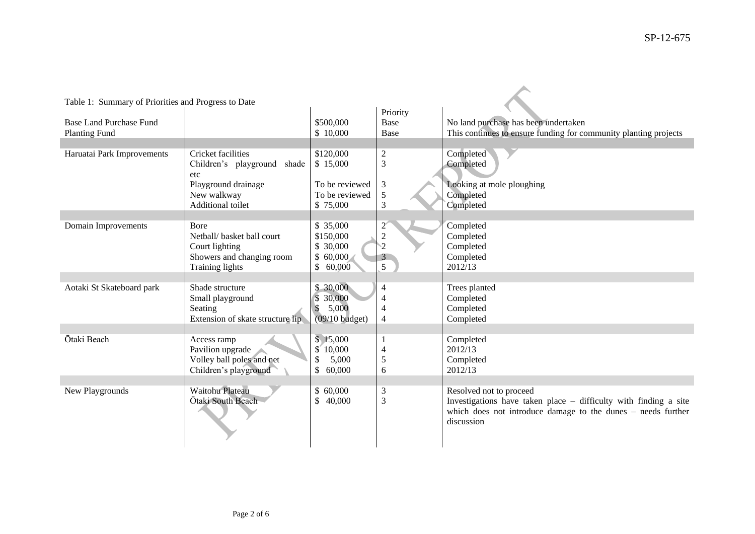Table 1: Summary of Priorities and Progress to Date

| | | | Priority | |
|---|---|---|---|---|
| Base Land Purchase Fund | | $500,000 | Base | No land purchase has been undertaken |
| Planting Fund | | $ 10,000 | Base | This continues to ensure funding for community planting projects |
| | | | | |
| Haruatai Park Improvements | Cricket facilities | $120,000 | 2 | Completed |
| | Children's playground shade etc | $ 15,000 | 3 | Completed |
| | Playground drainage | To be reviewed | 3 | Looking at mole ploughing |
| | New walkway | To be reviewed | 5 | Completed |
| | Additional toilet | $ 75,000 | 3 | Completed |
| | | | | |
| Domain Improvements | Bore | $ 35,000 | 2 | Completed |
| | Netball/ basket ball court | $150,000 | 2 | Completed |
| | Court lighting | $ 30,000 | 2 | Completed |
| | Showers and changing room | $ 60,000 | 3 | Completed |
| | Training lights | $ 60,000 | 5 | 2012/13 |
| | | | | |
| Aotaki St Skateboard park | Shade structure | $ 30,000 | 4 | Trees planted |
| | Small playground | $ 30,000 | 4 | Completed |
| | Seating | $ 5,000 | 4 | Completed |
| | Extension of skate structure lip | (09/10 budget) | 4 | Completed |
| | | | | |
| Ōtaki Beach | Access ramp | $ 15,000 | 1 | Completed |
| | Pavilion upgrade | $ 10,000 | 4 | 2012/13 |
| | Volley ball poles and net | $ 5,000 | 5 | Completed |
| | Children's playground | $ 60,000 | 6 | 2012/13 |
| | | | | |
| New Playgrounds | Waitohu Plateau | $ 60,000 | 3 | Resolved not to proceed |
| | Ōtaki South Beach | $ 40,000 | 3 | Investigations have taken place – difficulty with finding a site which does not introduce damage to the dunes – needs further discussion |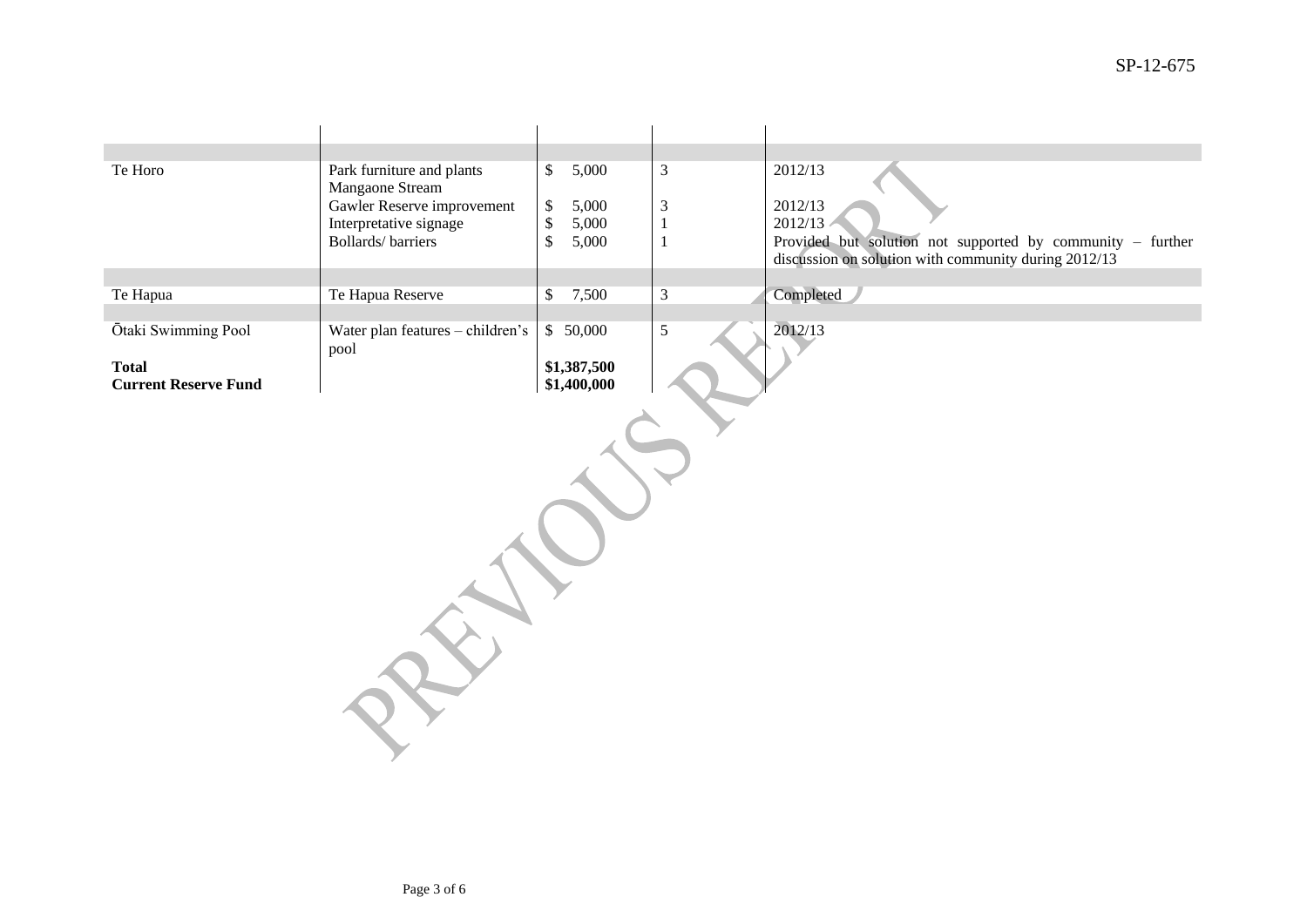| | | | | |
|---|---|---|---|---|
| Te Horo | Park furniture and plants<br>Mangaone Stream | $ 5,000 | 3 | 2012/13 |
| | Gawler Reserve improvement | $ 5,000 | 3 | 2012/13 |
| | Interpretative signage | $ 5,000 | 1 | 2012/13 |
| | Bollards/ barriers | $ 5,000 | 1 | Provided but solution not supported by community – further discussion on solution with community during 2012/13 |
| Te Hapua | Te Hapua Reserve | $ 7,500 | 3 | Completed |
| Ōtaki Swimming Pool | Water plan features – children's pool | $ 50,000 | 5 | 2012/13 |
| **Total** | | **$1,387,500** | | |
| **Current Reserve Fund** | | **$1,400,000** | | |

PREVIOUS REPORT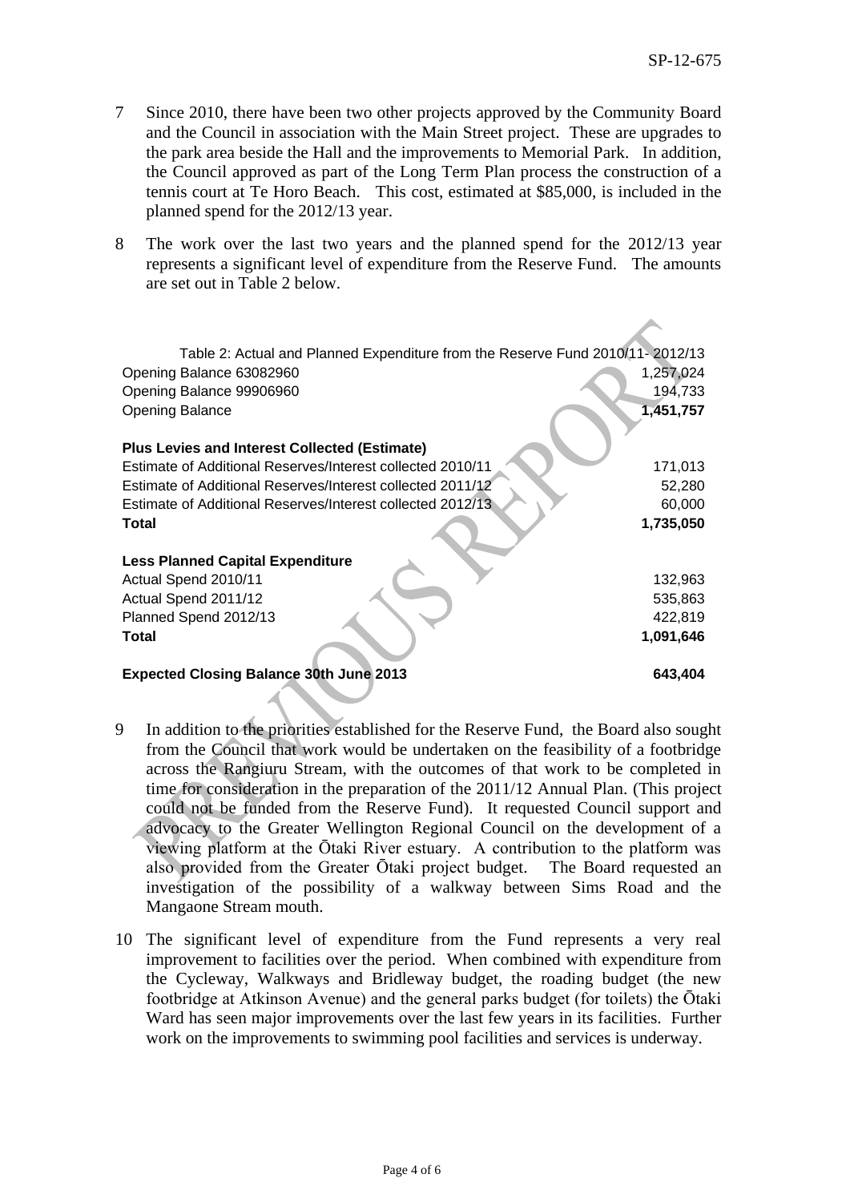7 Since 2010, there have been two other projects approved by the Community Board and the Council in association with the Main Street project. These are upgrades to the park area beside the Hall and the improvements to Memorial Park. In addition, the Council approved as part of the Long Term Plan process the construction of a tennis court at Te Horo Beach. This cost, estimated at $85,000, is included in the planned spend for the 2012/13 year.

8 The work over the last two years and the planned spend for the 2012/13 year represents a significant level of expenditure from the Reserve Fund. The amounts are set out in Table 2 below.

| Table 2: Actual and Planned Expenditure from the Reserve Fund 2010/11- 2012/13 | |
|---|---|
| Opening Balance 63082960 | 1,257,024 |
| Opening Balance 99906960 | 194,733 |
| Opening Balance | **1,451,757** |
| | |
| **Plus Levies and Interest Collected (Estimate)** | |
| Estimate of Additional Reserves/Interest collected 2010/11 | 171,013 |
| Estimate of Additional Reserves/Interest collected 2011/12 | 52,280 |
| Estimate of Additional Reserves/Interest collected 2012/13 | 60,000 |
| **Total** | **1,735,050** |
| | |
| **Less Planned Capital Expenditure** | |
| Actual Spend 2010/11 | 132,963 |
| Actual Spend 2011/12 | 535,863 |
| Planned Spend 2012/13 | 422,819 |
| **Total** | **1,091,646** |
| | |
| **Expected Closing Balance 30th June 2013** | **643,404** |

9 In addition to the priorities established for the Reserve Fund, the Board also sought from the Council that work would be undertaken on the feasibility of a footbridge across the Rangiuru Stream, with the outcomes of that work to be completed in time for consideration in the preparation of the 2011/12 Annual Plan. (This project could not be funded from the Reserve Fund). It requested Council support and advocacy to the Greater Wellington Regional Council on the development of a viewing platform at the Ōtaki River estuary. A contribution to the platform was also provided from the Greater Ōtaki project budget. The Board requested an investigation of the possibility of a walkway between Sims Road and the Mangaone Stream mouth.

10 The significant level of expenditure from the Fund represents a very real improvement to facilities over the period. When combined with expenditure from the Cycleway, Walkways and Bridleway budget, the roading budget (the new footbridge at Atkinson Avenue) and the general parks budget (for toilets) the Ōtaki Ward has seen major improvements over the last few years in its facilities. Further work on the improvements to swimming pool facilities and services is underway.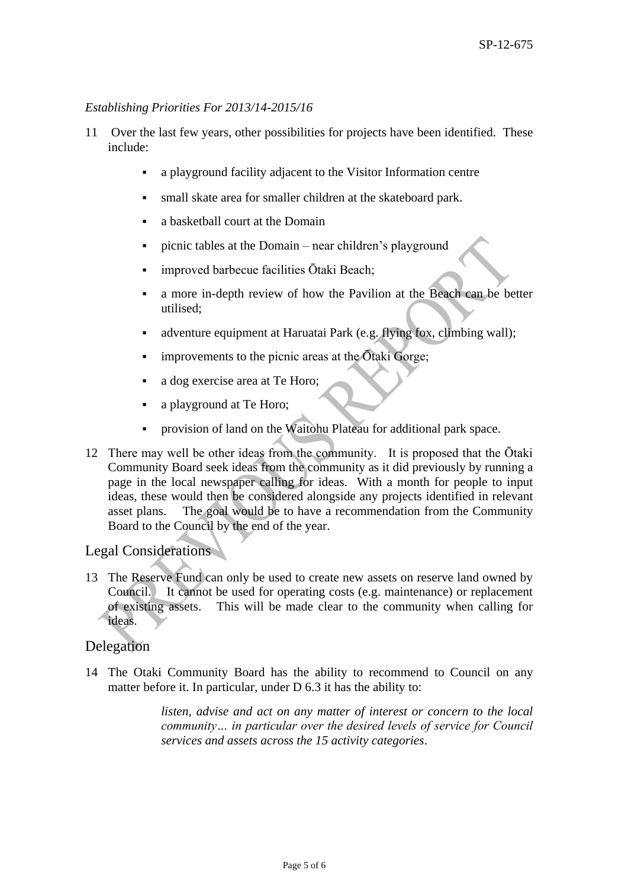*Establishing Priorities For 2013/14-2015/16*

11 Over the last few years, other possibilities for projects have been identified. These include:

- a playground facility adjacent to the Visitor Information centre
- small skate area for smaller children at the skateboard park.
- a basketball court at the Domain
- picnic tables at the Domain – near children's playground
- improved barbecue facilities Ōtaki Beach;
- a more in-depth review of how the Pavilion at the Beach can be better utilised;
- adventure equipment at Haruatai Park (e.g. flying fox, climbing wall);
- improvements to the picnic areas at the Ōtaki Gorge;
- a dog exercise area at Te Horo;
- a playground at Te Horo;
- provision of land on the Waitohu Plateau for additional park space.

12 There may well be other ideas from the community. It is proposed that the Ōtaki Community Board seek ideas from the community as it did previously by running a page in the local newspaper calling for ideas. With a month for people to input ideas, these would then be considered alongside any projects identified in relevant asset plans. The goal would be to have a recommendation from the Community Board to the Council by the end of the year.

## Legal Considerations

13 The Reserve Fund can only be used to create new assets on reserve land owned by Council. It cannot be used for operating costs (e.g. maintenance) or replacement of existing assets. This will be made clear to the community when calling for ideas.

## Delegation

14 The Otaki Community Board has the ability to recommend to Council on any matter before it. In particular, under D 6.3 it has the ability to:

> *listen, advise and act on any matter of interest or concern to the local community… in particular over the desired levels of service for Council services and assets across the 15 activity categories*.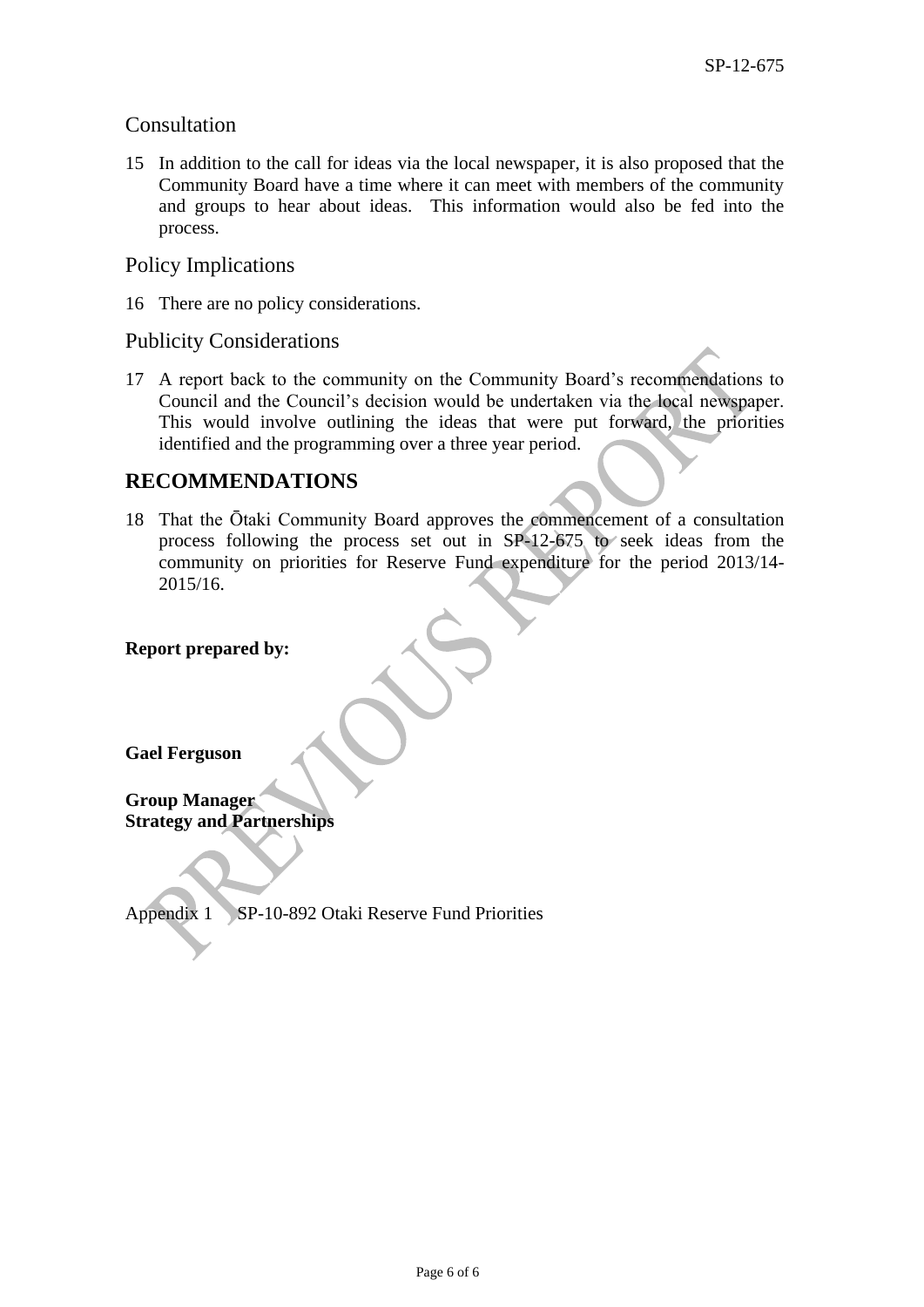## Consultation

15 In addition to the call for ideas via the local newspaper, it is also proposed that the Community Board have a time where it can meet with members of the community and groups to hear about ideas. This information would also be fed into the process.

## Policy Implications

16 There are no policy considerations.

## Publicity Considerations

17 A report back to the community on the Community Board's recommendations to Council and the Council's decision would be undertaken via the local newspaper. This would involve outlining the ideas that were put forward, the priorities identified and the programming over a three year period.

# RECOMMENDATIONS

18 That the Ōtaki Community Board approves the commencement of a consultation process following the process set out in SP-12-675 to seek ideas from the community on priorities for Reserve Fund expenditure for the period 2013/14-2015/16.

**Report prepared by:**

**Gael Ferguson**

**Group Manager**
**Strategy and Partnerships**

Appendix 1 SP-10-892 Otaki Reserve Fund Priorities